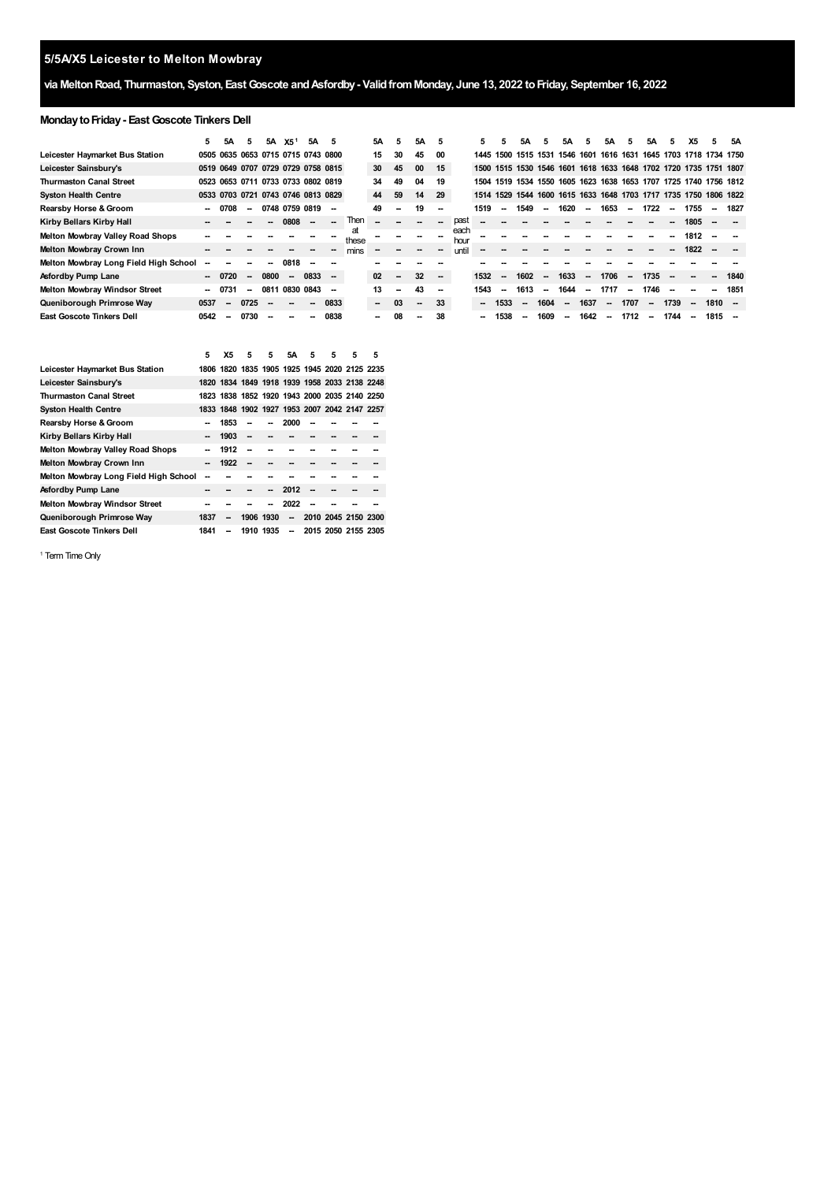# 5/5A/X5 Leicester to Melton Mowbray

**via Melton Road, Thurmaston, Syston, East Goscote and Asfordby - Valid from Monday, June 13, 2022 to Friday, September 16, 2022**

### Monday to Friday - East Goscote Tinkers Dell

| | 5 | 5A | 5 | 5A | X5[1] | 5A | 5 | | 5A | 5 | 5A | 5 | | 5 | 5 | 5A | 5 | 5A | 5 | 5A | 5 | 5A | 5 | X5 | 5 | 5A |
|---|---|---|---|---|---|---|---|---|---|---|---|---|---|---|---|---|---|---|---|---|---|---|---|---|---|---|
| **Leicester Haymarket Bus Station** | 0505 | 0635 | 0653 | 0715 | 0715 | 0743 | 0800 | | 15 | 30 | 45 | 00 | | 1445 | 1500 | 1515 | 1531 | 1546 | 1601 | 1616 | 1631 | 1645 | 1703 | 1718 | 1734 | 1750 |
| **Leicester Sainsbury's** | 0519 | 0649 | 0707 | 0729 | 0729 | 0758 | 0815 | | 30 | 45 | 00 | 15 | | 1500 | 1515 | 1530 | 1546 | 1601 | 1618 | 1633 | 1648 | 1702 | 1720 | 1735 | 1751 | 1807 |
| **Thurmaston Canal Street** | 0523 | 0653 | 0711 | 0733 | 0733 | 0802 | 0819 | | 34 | 49 | 04 | 19 | | 1504 | 1519 | 1534 | 1550 | 1605 | 1623 | 1638 | 1653 | 1707 | 1725 | 1740 | 1756 | 1812 |
| **Syston Health Centre** | 0533 | 0703 | 0721 | 0743 | 0746 | 0813 | 0829 | | 44 | 59 | 14 | 29 | | 1514 | 1529 | 1544 | 1600 | 1615 | 1633 | 1648 | 1703 | 1717 | 1735 | 1750 | 1806 | 1822 |
| **Rearsby Horse & Groom** | -- | 0708 | -- | 0748 | 0759 | 0819 | -- | | 49 | -- | 19 | -- | | 1519 | -- | 1549 | -- | 1620 | -- | 1653 | -- | 1722 | -- | 1755 | -- | 1827 |
| **Kirby Bellars Kirby Hall** | -- | -- | -- | -- | 0808 | -- | -- | Then | -- | -- | -- | -- | past | -- | -- | -- | -- | -- | -- | -- | -- | -- | -- | 1805 | -- | -- |
| **Melton Mowbray Valley Road Shops** | -- | -- | -- | -- | -- | -- | -- | at these | -- | -- | -- | -- | each hour | -- | -- | -- | -- | -- | -- | -- | -- | -- | -- | 1812 | -- | -- |
| **Melton Mowbray Crown Inn** | -- | -- | -- | -- | -- | -- | -- | mins | -- | -- | -- | -- | until | -- | -- | -- | -- | -- | -- | -- | -- | -- | -- | 1822 | -- | -- |
| **Melton Mowbray Long Field High School** | -- | -- | -- | -- | 0818 | -- | -- | | -- | -- | -- | -- | | -- | -- | -- | -- | -- | -- | -- | -- | -- | -- | -- | -- | -- |
| **Asfordby Pump Lane** | -- | 0720 | -- | 0800 | -- | 0833 | -- | | 02 | -- | 32 | -- | | 1532 | -- | 1602 | -- | 1633 | -- | 1706 | -- | 1735 | -- | -- | -- | 1840 |
| **Melton Mowbray Windsor Street** | -- | 0731 | -- | 0811 | 0830 | 0843 | -- | | 13 | -- | 43 | -- | | 1543 | -- | 1613 | -- | 1644 | -- | 1717 | -- | 1746 | -- | -- | -- | 1851 |
| **Queniborough Primrose Way** | 0537 | -- | 0725 | -- | -- | -- | 0833 | | -- | 03 | -- | 33 | | -- | 1533 | -- | 1604 | -- | 1637 | -- | 1707 | -- | 1739 | -- | 1810 | -- |
| **East Goscote Tinkers Dell** | 0542 | -- | 0730 | -- | -- | -- | 0838 | | -- | 08 | -- | 38 | | -- | 1538 | -- | 1609 | -- | 1642 | -- | 1712 | -- | 1744 | -- | 1815 | -- |

| | 5 | X5 | 5 | 5 | 5A | 5 | 5 | 5 | 5 |
|---|---|---|---|---|---|---|---|---|---|
| **Leicester Haymarket Bus Station** | 1806 | 1820 | 1835 | 1905 | 1925 | 1945 | 2020 | 2125 | 2235 |
| **Leicester Sainsbury's** | 1820 | 1834 | 1849 | 1918 | 1939 | 1958 | 2033 | 2138 | 2248 |
| **Thurmaston Canal Street** | 1823 | 1838 | 1852 | 1920 | 1943 | 2000 | 2035 | 2140 | 2250 |
| **Syston Health Centre** | 1833 | 1848 | 1902 | 1927 | 1953 | 2007 | 2042 | 2147 | 2257 |
| **Rearsby Horse & Groom** | -- | 1853 | -- | -- | 2000 | -- | -- | -- | -- |
| **Kirby Bellars Kirby Hall** | -- | 1903 | -- | -- | -- | -- | -- | -- | -- |
| **Melton Mowbray Valley Road Shops** | -- | 1912 | -- | -- | -- | -- | -- | -- | -- |
| **Melton Mowbray Crown Inn** | -- | 1922 | -- | -- | -- | -- | -- | -- | -- |
| **Melton Mowbray Long Field High School** | -- | -- | -- | -- | -- | -- | -- | -- | -- |
| **Asfordby Pump Lane** | -- | -- | -- | -- | 2012 | -- | -- | -- | -- |
| **Melton Mowbray Windsor Street** | -- | -- | -- | -- | 2022 | -- | -- | -- | -- |
| **Queniborough Primrose Way** | 1837 | -- | 1906 | 1930 | -- | 2010 | 2045 | 2150 | 2300 |
| **East Goscote Tinkers Dell** | 1841 | -- | 1910 | 1935 | -- | 2015 | 2050 | 2155 | 2305 |

[1] Term Time Only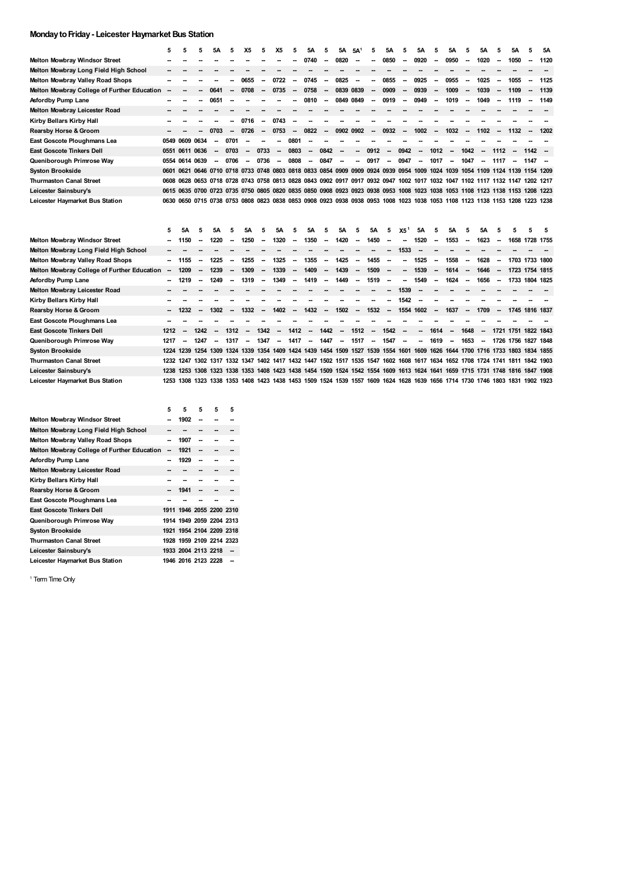## Monday to Friday - Leicester Haymarket Bus Station

| | 5 | 5 | 5 | 5A | 5 | X5 | 5 | X5 | 5 | 5A | 5 | 5A | 5A[1] | 5 | 5A | 5 | 5A | 5 | 5A | 5 | 5A | 5 | 5A | 5 | 5A |
|---|---|---|---|---|---|---|---|---|---|---|---|---|---|---|---|---|---|---|---|---|---|---|---|---|---|
| Melton Mowbray Windsor Street | -- | -- | -- | -- | -- | -- | -- | -- | -- | 0740 | -- | 0820 | -- | -- | 0850 | -- | 0920 | -- | 0950 | -- | 1020 | -- | 1050 | -- | 1120 |
| Melton Mowbray Long Field High School | -- | -- | -- | -- | -- | -- | -- | -- | -- | -- | -- | -- | -- | -- | -- | -- | -- | -- | -- | -- | -- | -- | -- | -- | -- |
| Melton Mowbray Valley Road Shops | -- | -- | -- | -- | -- | 0655 | -- | 0722 | -- | 0745 | -- | 0825 | -- | -- | 0855 | -- | 0925 | -- | 0955 | -- | 1025 | -- | 1055 | -- | 1125 |
| Melton Mowbray College of Further Education | -- | -- | -- | 0641 | -- | 0708 | -- | 0735 | -- | 0758 | -- | 0839 | 0839 | -- | 0909 | -- | 0939 | -- | 1009 | -- | 1039 | -- | 1109 | -- | 1139 |
| Asfordby Pump Lane | -- | -- | -- | 0651 | -- | -- | -- | -- | -- | 0810 | -- | 0849 | 0849 | -- | 0919 | -- | 0949 | -- | 1019 | -- | 1049 | -- | 1119 | -- | 1149 |
| Melton Mowbray Leicester Road | -- | -- | -- | -- | -- | -- | -- | -- | -- | -- | -- | -- | -- | -- | -- | -- | -- | -- | -- | -- | -- | -- | -- | -- | -- |
| Kirby Bellars Kirby Hall | -- | -- | -- | -- | -- | 0716 | -- | 0743 | -- | -- | -- | -- | -- | -- | -- | -- | -- | -- | -- | -- | -- | -- | -- | -- | -- |
| Rearsby Horse & Groom | -- | -- | -- | 0703 | -- | 0726 | -- | 0753 | -- | 0822 | -- | 0902 | 0902 | -- | 0932 | -- | 1002 | -- | 1032 | -- | 1102 | -- | 1132 | -- | 1202 |
| East Goscote Ploughmans Lea | 0549 | 0609 | 0634 | -- | 0701 | -- | -- | -- | 0801 | -- | -- | -- | -- | -- | -- | -- | -- | -- | -- | -- | -- | -- | -- | -- | -- |
| East Goscote Tinkers Dell | 0551 | 0611 | 0636 | -- | 0703 | -- | 0733 | -- | 0803 | -- | 0842 | -- | -- | 0912 | -- | 0942 | -- | 1012 | -- | 1042 | -- | 1112 | -- | 1142 | -- |
| Queniborough Primrose Way | 0554 | 0614 | 0639 | -- | 0706 | -- | 0736 | -- | 0808 | -- | 0847 | -- | -- | 0917 | -- | 0947 | -- | 1017 | -- | 1047 | -- | 1117 | -- | 1147 | -- |
| Syston Brookside | 0601 | 0621 | 0646 | 0710 | 0718 | 0733 | 0748 | 0803 | 0818 | 0833 | 0854 | 0909 | 0909 | 0924 | 0939 | 0954 | 1009 | 1024 | 1039 | 1054 | 1109 | 1124 | 1139 | 1154 | 1209 |
| Thurmaston Canal Street | 0608 | 0628 | 0653 | 0718 | 0728 | 0743 | 0758 | 0813 | 0828 | 0843 | 0902 | 0917 | 0917 | 0932 | 0947 | 1002 | 1017 | 1032 | 1047 | 1102 | 1117 | 1132 | 1147 | 1202 | 1217 |
| Leicester Sainsbury's | 0615 | 0635 | 0700 | 0723 | 0735 | 0750 | 0805 | 0820 | 0835 | 0850 | 0908 | 0923 | 0923 | 0938 | 0953 | 1008 | 1023 | 1038 | 1053 | 1108 | 1123 | 1138 | 1153 | 1208 | 1223 |
| Leicester Haymarket Bus Station | 0630 | 0650 | 0715 | 0738 | 0753 | 0808 | 0823 | 0838 | 0853 | 0908 | 0923 | 0938 | 0938 | 0953 | 1008 | 1023 | 1038 | 1053 | 1108 | 1123 | 1138 | 1153 | 1208 | 1223 | 1238 |

| | 5 | 5A | 5 | 5A | 5 | 5A | 5 | 5A | 5 | 5A | 5 | 5A | 5 | 5A | 5 | X5[1] | 5A | 5 | 5A | 5 | 5A | 5 | 5 | 5 | 5 |
|---|---|---|---|---|---|---|---|---|---|---|---|---|---|---|---|---|---|---|---|---|---|---|---|---|---|
| Melton Mowbray Windsor Street | -- | 1150 | -- | 1220 | -- | 1250 | -- | 1320 | -- | 1350 | -- | 1420 | -- | 1450 | -- | -- | 1520 | -- | 1553 | -- | 1623 | -- | 1658 | 1728 | 1755 |
| Melton Mowbray Long Field High School | -- | -- | -- | -- | -- | -- | -- | -- | -- | -- | -- | -- | -- | -- | -- | 1533 | -- | -- | -- | -- | -- | -- | -- | -- | -- |
| Melton Mowbray Valley Road Shops | -- | 1155 | -- | 1225 | -- | 1255 | -- | 1325 | -- | 1355 | -- | 1425 | -- | 1455 | -- | -- | 1525 | -- | 1558 | -- | 1628 | -- | 1703 | 1733 | 1800 |
| Melton Mowbray College of Further Education | -- | 1209 | -- | 1239 | -- | 1309 | -- | 1339 | -- | 1409 | -- | 1439 | -- | 1509 | -- | -- | 1539 | -- | 1614 | -- | 1646 | -- | 1723 | 1754 | 1815 |
| Asfordby Pump Lane | -- | 1219 | -- | 1249 | -- | 1319 | -- | 1349 | -- | 1419 | -- | 1449 | -- | 1519 | -- | -- | 1549 | -- | 1624 | -- | 1656 | -- | 1733 | 1804 | 1825 |
| Melton Mowbray Leicester Road | -- | -- | -- | -- | -- | -- | -- | -- | -- | -- | -- | -- | -- | -- | -- | 1539 | -- | -- | -- | -- | -- | -- | -- | -- | -- |
| Kirby Bellars Kirby Hall | -- | -- | -- | -- | -- | -- | -- | -- | -- | -- | -- | -- | -- | -- | -- | 1542 | -- | -- | -- | -- | -- | -- | -- | -- | -- |
| Rearsby Horse & Groom | -- | 1232 | -- | 1302 | -- | 1332 | -- | 1402 | -- | 1432 | -- | 1502 | -- | 1532 | -- | 1554 | 1602 | -- | 1637 | -- | 1709 | -- | 1745 | 1816 | 1837 |
| East Goscote Ploughmans Lea | -- | -- | -- | -- | -- | -- | -- | -- | -- | -- | -- | -- | -- | -- | -- | -- | -- | -- | -- | -- | -- | -- | -- | -- | -- |
| East Goscote Tinkers Dell | 1212 | -- | 1242 | -- | 1312 | -- | 1342 | -- | 1412 | -- | 1442 | -- | 1512 | -- | 1542 | -- | -- | 1614 | -- | 1648 | -- | 1721 | 1751 | 1822 | 1843 |
| Queniborough Primrose Way | 1217 | -- | 1247 | -- | 1317 | -- | 1347 | -- | 1417 | -- | 1447 | -- | 1517 | -- | 1547 | -- | -- | 1619 | -- | 1653 | -- | 1726 | 1756 | 1827 | 1848 |
| Syston Brookside | 1224 | 1239 | 1254 | 1309 | 1324 | 1339 | 1354 | 1409 | 1424 | 1439 | 1454 | 1509 | 1527 | 1539 | 1554 | 1601 | 1609 | 1626 | 1644 | 1700 | 1716 | 1733 | 1803 | 1834 | 1855 |
| Thurmaston Canal Street | 1232 | 1247 | 1302 | 1317 | 1332 | 1347 | 1402 | 1417 | 1432 | 1447 | 1502 | 1517 | 1535 | 1547 | 1602 | 1608 | 1617 | 1634 | 1652 | 1708 | 1724 | 1741 | 1811 | 1842 | 1903 |
| Leicester Sainsbury's | 1238 | 1253 | 1308 | 1323 | 1338 | 1353 | 1408 | 1423 | 1438 | 1454 | 1509 | 1524 | 1542 | 1554 | 1609 | 1613 | 1624 | 1641 | 1659 | 1715 | 1731 | 1748 | 1816 | 1847 | 1908 |
| Leicester Haymarket Bus Station | 1253 | 1308 | 1323 | 1338 | 1353 | 1408 | 1423 | 1438 | 1453 | 1509 | 1524 | 1539 | 1557 | 1609 | 1624 | 1628 | 1639 | 1656 | 1714 | 1730 | 1746 | 1803 | 1831 | 1902 | 1923 |

| | 5 | 5 | 5 | 5 | 5 |
|---|---|---|---|---|---|
| Melton Mowbray Windsor Street | -- | 1902 | -- | -- | -- |
| Melton Mowbray Long Field High School | -- | -- | -- | -- | -- |
| Melton Mowbray Valley Road Shops | -- | 1907 | -- | -- | -- |
| Melton Mowbray College of Further Education | -- | 1921 | -- | -- | -- |
| Asfordby Pump Lane | -- | 1929 | -- | -- | -- |
| Melton Mowbray Leicester Road | -- | -- | -- | -- | -- |
| Kirby Bellars Kirby Hall | -- | -- | -- | -- | -- |
| Rearsby Horse & Groom | -- | 1941 | -- | -- | -- |
| East Goscote Ploughmans Lea | -- | -- | -- | -- | -- |
| East Goscote Tinkers Dell | 1911 | 1946 | 2055 | 2200 | 2310 |
| Queniborough Primrose Way | 1914 | 1949 | 2059 | 2204 | 2313 |
| Syston Brookside | 1921 | 1954 | 2104 | 2209 | 2318 |
| Thurmaston Canal Street | 1928 | 1959 | 2109 | 2214 | 2323 |
| Leicester Sainsbury's | 1933 | 2004 | 2113 | 2218 | -- |
| Leicester Haymarket Bus Station | 1946 | 2016 | 2123 | 2228 | -- |

[1] Term Time Only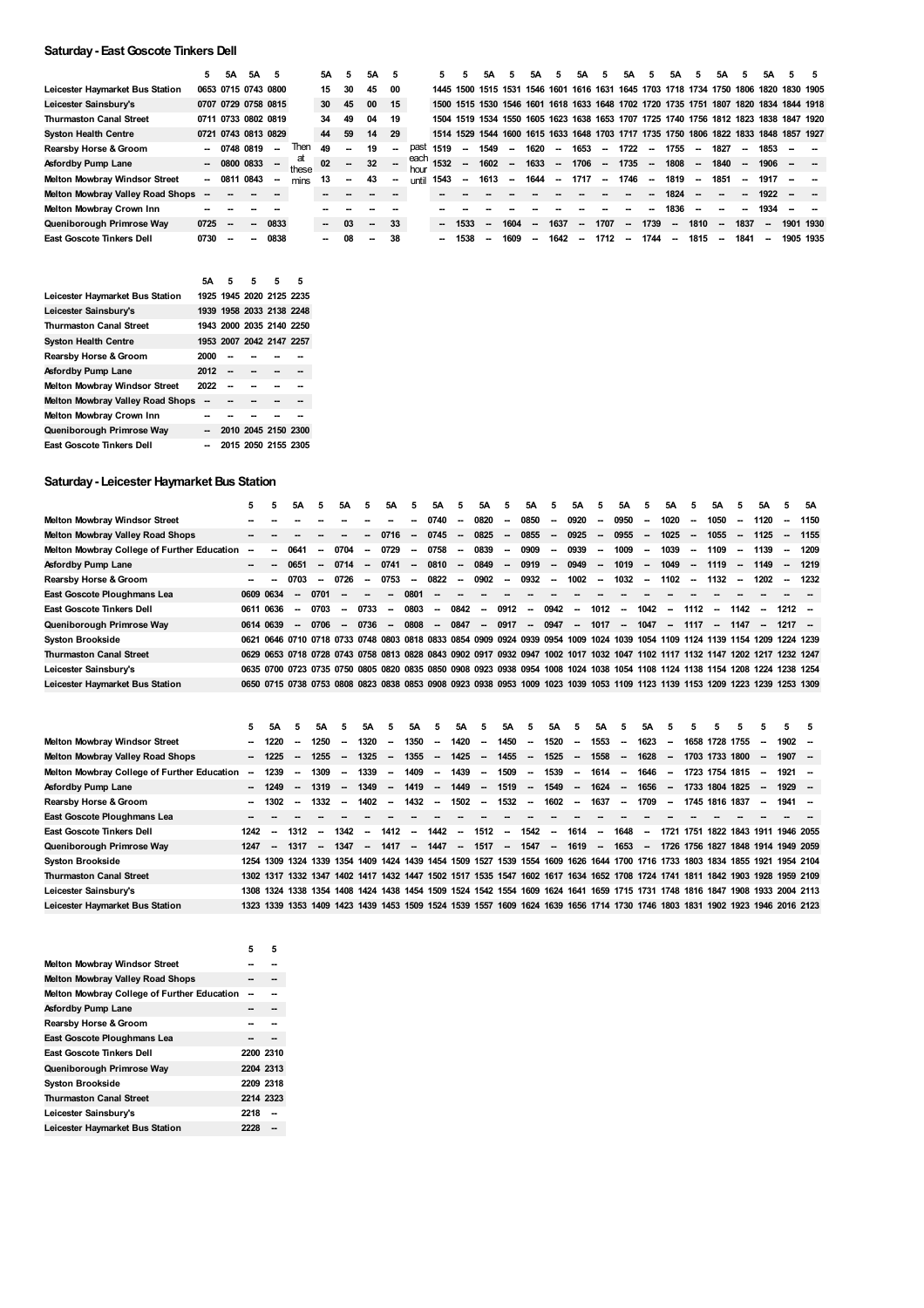## Saturday - East Goscote Tinkers Dell

| | 5 | 5A | 5A | 5 | | 5A | 5 | 5A | 5 | | 5 | 5 | 5A | 5 | 5A | 5 | 5A | 5 | 5A | 5 | 5A | 5 | 5A | 5 | 5A | 5 | 5 |
|---|---|---|---|---|---|---|---|---|---|---|---|---|---|---|---|---|---|---|---|---|---|---|---|---|---|---|---|
| Leicester Haymarket Bus Station | 0653 | 0715 | 0743 | 0800 | Then at these mins | 15 | 30 | 45 | 00 | past each hour until | 1445 | 1500 | 1515 | 1531 | 1546 | 1601 | 1616 | 1631 | 1645 | 1703 | 1718 | 1734 | 1750 | 1806 | 1820 | 1830 | 1905 |
| Leicester Sainsbury's | 0707 | 0729 | 0758 | 0815 | | 30 | 45 | 00 | 15 | | 1500 | 1515 | 1530 | 1546 | 1601 | 1618 | 1633 | 1648 | 1702 | 1720 | 1735 | 1751 | 1807 | 1820 | 1834 | 1844 | 1918 |
| Thurmaston Canal Street | 0711 | 0733 | 0802 | 0819 | | 34 | 49 | 04 | 19 | | 1504 | 1519 | 1534 | 1550 | 1605 | 1623 | 1638 | 1653 | 1707 | 1725 | 1740 | 1756 | 1812 | 1823 | 1838 | 1847 | 1920 |
| Syston Health Centre | 0721 | 0743 | 0813 | 0829 | | 44 | 59 | 14 | 29 | | 1514 | 1529 | 1544 | 1600 | 1615 | 1633 | 1648 | 1703 | 1717 | 1735 | 1750 | 1806 | 1822 | 1833 | 1848 | 1857 | 1927 |
| Rearsby Horse & Groom | -- | 0748 | 0819 | -- | | 49 | -- | 19 | -- | | 1519 | -- | 1549 | -- | 1620 | -- | 1653 | -- | 1722 | -- | 1755 | -- | 1827 | -- | 1853 | -- | -- |
| Asfordby Pump Lane | -- | 0800 | 0833 | -- | | 02 | -- | 32 | -- | | 1532 | -- | 1602 | -- | 1633 | -- | 1706 | -- | 1735 | -- | 1808 | -- | 1840 | -- | 1906 | -- | -- |
| Melton Mowbray Windsor Street | -- | 0811 | 0843 | -- | | 13 | -- | 43 | -- | | 1543 | -- | 1613 | -- | 1644 | -- | 1717 | -- | 1746 | -- | 1819 | -- | 1851 | -- | 1917 | -- | -- |
| Melton Mowbray Valley Road Shops | -- | -- | -- | -- | | -- | -- | -- | -- | | -- | -- | -- | -- | -- | -- | -- | -- | -- | -- | 1824 | -- | -- | -- | 1922 | -- | -- |
| Melton Mowbray Crown Inn | -- | -- | -- | -- | | -- | -- | -- | -- | | -- | -- | -- | -- | -- | -- | -- | -- | -- | -- | 1836 | -- | -- | -- | 1934 | -- | -- |
| Queniborough Primrose Way | 0725 | -- | -- | 0833 | | -- | 03 | -- | 33 | | -- | 1533 | -- | 1604 | -- | 1637 | -- | 1707 | -- | 1739 | -- | 1810 | -- | 1837 | -- | 1901 | 1930 |
| East Goscote Tinkers Dell | 0730 | -- | -- | 0838 | | -- | 08 | -- | 38 | | -- | 1538 | -- | 1609 | -- | 1642 | -- | 1712 | -- | 1744 | -- | 1815 | -- | 1841 | -- | 1905 | 1935 |

| | 5A | 5 | 5 | 5 | 5 |
|---|---|---|---|---|---|
| Leicester Haymarket Bus Station | 1925 | 1945 | 2020 | 2125 | 2235 |
| Leicester Sainsbury's | 1939 | 1958 | 2033 | 2138 | 2248 |
| Thurmaston Canal Street | 1943 | 2000 | 2035 | 2140 | 2250 |
| Syston Health Centre | 1953 | 2007 | 2042 | 2147 | 2257 |
| Rearsby Horse & Groom | 2000 | -- | -- | -- | -- |
| Asfordby Pump Lane | 2012 | -- | -- | -- | -- |
| Melton Mowbray Windsor Street | 2022 | -- | -- | -- | -- |
| Melton Mowbray Valley Road Shops | -- | -- | -- | -- | -- |
| Melton Mowbray Crown Inn | -- | -- | -- | -- | -- |
| Queniborough Primrose Way | -- | 2010 | 2045 | 2150 | 2300 |
| East Goscote Tinkers Dell | -- | 2015 | 2050 | 2155 | 2305 |

## Saturday - Leicester Haymarket Bus Station

| | 5 | 5 | 5A | 5 | 5A | 5 | 5A | 5 | 5A | 5 | 5A | 5 | 5A | 5 | 5A | 5 | 5A | 5 | 5A | 5 | 5A | 5 | 5A | 5 | 5A |
|---|---|---|---|---|---|---|---|---|---|---|---|---|---|---|---|---|---|---|---|---|---|---|---|---|---|
| Melton Mowbray Windsor Street | -- | -- | -- | -- | -- | -- | -- | -- | 0740 | -- | 0820 | -- | 0850 | -- | 0920 | -- | 0950 | -- | 1020 | -- | 1050 | -- | 1120 | -- | 1150 |
| Melton Mowbray Valley Road Shops | -- | -- | -- | -- | -- | -- | 0716 | -- | 0745 | -- | 0825 | -- | 0855 | -- | 0925 | -- | 0955 | -- | 1025 | -- | 1055 | -- | 1125 | -- | 1155 |
| Melton Mowbray College of Further Education | -- | -- | 0641 | -- | 0704 | -- | 0729 | -- | 0758 | -- | 0839 | -- | 0909 | -- | 0939 | -- | 1009 | -- | 1039 | -- | 1109 | -- | 1139 | -- | 1209 |
| Asfordby Pump Lane | -- | -- | 0651 | -- | 0714 | -- | 0741 | -- | 0810 | -- | 0849 | -- | 0919 | -- | 0949 | -- | 1019 | -- | 1049 | -- | 1119 | -- | 1149 | -- | 1219 |
| Rearsby Horse & Groom | -- | -- | 0703 | -- | 0726 | -- | 0753 | -- | 0822 | -- | 0902 | -- | 0932 | -- | 1002 | -- | 1032 | -- | 1102 | -- | 1132 | -- | 1202 | -- | 1232 |
| East Goscote Ploughmans Lea | 0609 | 0634 | -- | 0701 | -- | -- | -- | 0801 | -- | -- | -- | -- | -- | -- | -- | -- | -- | -- | -- | -- | -- | -- | -- | -- | -- |
| East Goscote Tinkers Dell | 0611 | 0636 | -- | 0703 | -- | 0733 | -- | 0803 | -- | 0842 | -- | 0912 | -- | 0942 | -- | 1012 | -- | 1042 | -- | 1112 | -- | 1142 | -- | 1212 | -- |
| Queniborough Primrose Way | 0614 | 0639 | -- | 0706 | -- | 0736 | -- | 0808 | -- | 0847 | -- | 0917 | -- | 0947 | -- | 1017 | -- | 1047 | -- | 1117 | -- | 1147 | -- | 1217 | -- |
| Syston Brookside | 0621 | 0646 | 0710 | 0718 | 0733 | 0748 | 0803 | 0818 | 0833 | 0854 | 0909 | 0924 | 0939 | 0954 | 1009 | 1024 | 1039 | 1054 | 1109 | 1124 | 1139 | 1154 | 1209 | 1224 | 1239 |
| Thurmaston Canal Street | 0629 | 0653 | 0718 | 0728 | 0743 | 0758 | 0813 | 0828 | 0843 | 0902 | 0917 | 0932 | 0947 | 1002 | 1017 | 1032 | 1047 | 1102 | 1117 | 1132 | 1147 | 1202 | 1217 | 1232 | 1247 |
| Leicester Sainsbury's | 0635 | 0700 | 0723 | 0735 | 0750 | 0805 | 0820 | 0835 | 0850 | 0908 | 0923 | 0938 | 0954 | 1008 | 1024 | 1038 | 1054 | 1108 | 1124 | 1138 | 1154 | 1208 | 1224 | 1238 | 1254 |
| Leicester Haymarket Bus Station | 0650 | 0715 | 0738 | 0753 | 0808 | 0823 | 0838 | 0853 | 0908 | 0923 | 0938 | 0953 | 1009 | 1023 | 1039 | 1053 | 1109 | 1123 | 1139 | 1153 | 1209 | 1223 | 1239 | 1253 | 1309 |

| | 5 | 5A | 5 | 5A | 5 | 5A | 5 | 5A | 5 | 5A | 5 | 5A | 5 | 5A | 5 | 5A | 5 | 5A | 5 | 5 | 5 | 5 | 5 | 5 | 5 |
|---|---|---|---|---|---|---|---|---|---|---|---|---|---|---|---|---|---|---|---|---|---|---|---|---|---|
| Melton Mowbray Windsor Street | -- | 1220 | -- | 1250 | -- | 1320 | -- | 1350 | -- | 1420 | -- | 1450 | -- | 1520 | -- | 1553 | -- | 1623 | -- | 1658 | 1728 | 1755 | -- | 1902 | -- |
| Melton Mowbray Valley Road Shops | -- | 1225 | -- | 1255 | -- | 1325 | -- | 1355 | -- | 1425 | -- | 1455 | -- | 1525 | -- | 1558 | -- | 1628 | -- | 1703 | 1733 | 1800 | -- | 1907 | -- |
| Melton Mowbray College of Further Education | -- | 1239 | -- | 1309 | -- | 1339 | -- | 1409 | -- | 1439 | -- | 1509 | -- | 1539 | -- | 1614 | -- | 1646 | -- | 1723 | 1754 | 1815 | -- | 1921 | -- |
| Asfordby Pump Lane | -- | 1249 | -- | 1319 | -- | 1349 | -- | 1419 | -- | 1449 | -- | 1519 | -- | 1549 | -- | 1624 | -- | 1656 | -- | 1733 | 1804 | 1825 | -- | 1929 | -- |
| Rearsby Horse & Groom | -- | 1302 | -- | 1332 | -- | 1402 | -- | 1432 | -- | 1502 | -- | 1532 | -- | 1602 | -- | 1637 | -- | 1709 | -- | 1745 | 1816 | 1837 | -- | 1941 | -- |
| East Goscote Ploughmans Lea | -- | -- | -- | -- | -- | -- | -- | -- | -- | -- | -- | -- | -- | -- | -- | -- | -- | -- | -- | -- | -- | -- | -- | -- | -- |
| East Goscote Tinkers Dell | 1242 | -- | 1312 | -- | 1342 | -- | 1412 | -- | 1442 | -- | 1512 | -- | 1542 | -- | 1614 | -- | 1648 | -- | 1721 | 1751 | 1822 | 1843 | 1911 | 1946 | 2055 |
| Queniborough Primrose Way | 1247 | -- | 1317 | -- | 1347 | -- | 1417 | -- | 1447 | -- | 1517 | -- | 1547 | -- | 1619 | -- | 1653 | -- | 1726 | 1756 | 1827 | 1848 | 1914 | 1949 | 2059 |
| Syston Brookside | 1254 | 1309 | 1324 | 1339 | 1354 | 1409 | 1424 | 1439 | 1454 | 1509 | 1527 | 1539 | 1554 | 1609 | 1626 | 1644 | 1700 | 1716 | 1733 | 1803 | 1834 | 1855 | 1921 | 1954 | 2104 |
| Thurmaston Canal Street | 1302 | 1317 | 1332 | 1347 | 1402 | 1417 | 1432 | 1447 | 1502 | 1517 | 1535 | 1547 | 1602 | 1617 | 1634 | 1652 | 1708 | 1724 | 1741 | 1811 | 1842 | 1903 | 1928 | 1959 | 2109 |
| Leicester Sainsbury's | 1308 | 1324 | 1338 | 1354 | 1408 | 1424 | 1438 | 1454 | 1509 | 1524 | 1542 | 1554 | 1609 | 1624 | 1641 | 1659 | 1715 | 1731 | 1748 | 1816 | 1847 | 1908 | 1933 | 2004 | 2113 |
| Leicester Haymarket Bus Station | 1323 | 1339 | 1353 | 1409 | 1423 | 1439 | 1453 | 1509 | 1524 | 1539 | 1557 | 1609 | 1624 | 1639 | 1656 | 1714 | 1730 | 1746 | 1803 | 1831 | 1902 | 1923 | 1946 | 2016 | 2123 |

| | 5 | 5 |
|---|---|---|
| Melton Mowbray Windsor Street | -- | -- |
| Melton Mowbray Valley Road Shops | -- | -- |
| Melton Mowbray College of Further Education | -- | -- |
| Asfordby Pump Lane | -- | -- |
| Rearsby Horse & Groom | -- | -- |
| East Goscote Ploughmans Lea | -- | -- |
| East Goscote Tinkers Dell | 2200 | 2310 |
| Queniborough Primrose Way | 2204 | 2313 |
| Syston Brookside | 2209 | 2318 |
| Thurmaston Canal Street | 2214 | 2323 |
| Leicester Sainsbury's | 2218 | -- |
| Leicester Haymarket Bus Station | 2228 | -- |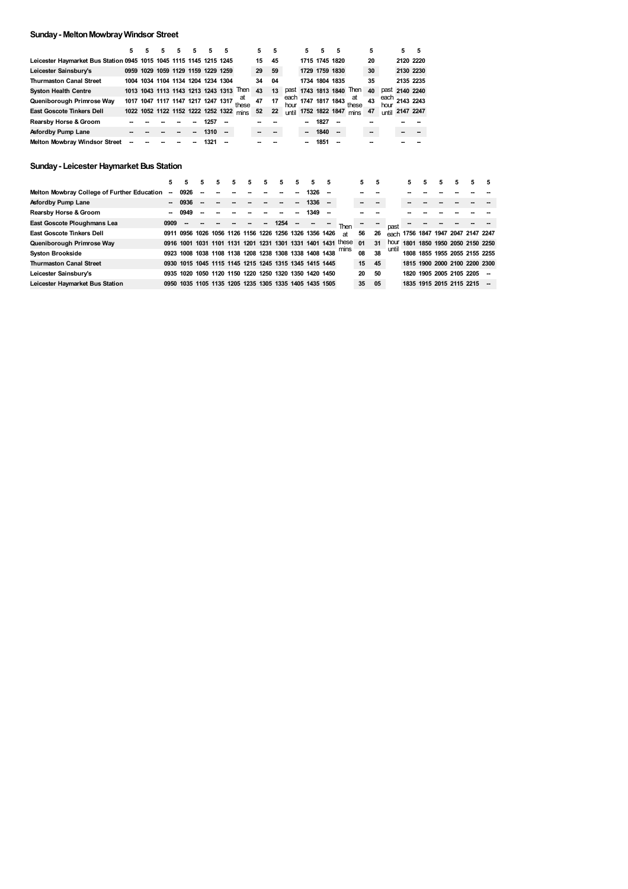## Sunday - Melton Mowbray Windsor Street

| | 5 | 5 | 5 | 5 | 5 | 5 | 5 | | 5 | 5 | | 5 | 5 | 5 | | 5 | | 5 | 5 |
|---|---|---|---|---|---|---|---|---|---|---|---|---|---|---|---|---|---|---|---|
| Leicester Haymarket Bus Station | 0945 | 1015 | 1045 | 1115 | 1145 | 1215 | 1245 | | 15 | 45 | | 1715 | 1745 | 1820 | | 20 | | 2120 | 2220 |
| Leicester Sainsbury's | 0959 | 1029 | 1059 | 1129 | 1159 | 1229 | 1259 | | 29 | 59 | | 1729 | 1759 | 1830 | | 30 | | 2130 | 2230 |
| Thurmaston Canal Street | 1004 | 1034 | 1104 | 1134 | 1204 | 1234 | 1304 | | 34 | 04 | | 1734 | 1804 | 1835 | | 35 | | 2135 | 2235 |
| Syston Health Centre | 1013 | 1043 | 1113 | 1143 | 1213 | 1243 | 1313 | Then | 43 | 13 | past | 1743 | 1813 | 1840 | Then | 40 | past | 2140 | 2240 |
| Queniborough Primrose Way | 1017 | 1047 | 1117 | 1147 | 1217 | 1247 | 1317 | at these | 47 | 17 | each hour | 1747 | 1817 | 1843 | at these | 43 | each hour | 2143 | 2243 |
| East Goscote Tinkers Dell | 1022 | 1052 | 1122 | 1152 | 1222 | 1252 | 1322 | mins | 52 | 22 | until | 1752 | 1822 | 1847 | mins | 47 | until | 2147 | 2247 |
| Rearsby Horse & Groom | -- | -- | -- | -- | -- | 1257 | -- | | -- | -- | | -- | 1827 | -- | | -- | | -- | -- |
| Asfordby Pump Lane | -- | -- | -- | -- | -- | 1310 | -- | | -- | -- | | -- | 1840 | -- | | -- | | -- | -- |
| Melton Mowbray Windsor Street | -- | -- | -- | -- | -- | 1321 | -- | | -- | -- | | -- | 1851 | -- | | -- | | -- | -- |

## Sunday - Leicester Haymarket Bus Station

| | 5 | 5 | 5 | 5 | 5 | 5 | 5 | 5 | 5 | 5 | 5 | | 5 | 5 | | 5 | 5 | 5 | 5 | 5 | 5 |
|---|---|---|---|---|---|---|---|---|---|---|---|---|---|---|---|---|---|---|---|---|---|
| Melton Mowbray College of Further Education | -- | 0926 | -- | -- | -- | -- | -- | -- | -- | 1326 | -- | | -- | -- | | -- | -- | -- | -- | -- | -- |
| Asfordby Pump Lane | -- | 0936 | -- | -- | -- | -- | -- | -- | -- | 1336 | -- | | -- | -- | | -- | -- | -- | -- | -- | -- |
| Rearsby Horse & Groom | -- | 0949 | -- | -- | -- | -- | -- | -- | -- | 1349 | -- | | -- | -- | | -- | -- | -- | -- | -- | -- |
| East Goscote Ploughmans Lea | 0909 | -- | -- | -- | -- | -- | 1254 | -- | -- | -- | -- | Then | -- | -- | past | -- | -- | -- | -- | -- | -- |
| East Goscote Tinkers Dell | 0911 | 0956 | 1026 | 1056 | 1126 | 1156 | 1226 | 1256 | 1326 | 1356 | 1426 | at | 56 | 26 | each | 1756 | 1847 | 1947 | 2047 | 2147 | 2247 |
| Queniborough Primrose Way | 0916 | 1001 | 1031 | 1101 | 1131 | 1201 | 1231 | 1301 | 1331 | 1401 | 1431 | these | 01 | 31 | hour | 1801 | 1850 | 1950 | 2050 | 2150 | 2250 |
| Syston Brookside | 0923 | 1008 | 1038 | 1108 | 1138 | 1208 | 1238 | 1308 | 1338 | 1408 | 1438 | mins | 08 | 38 | until | 1808 | 1855 | 1955 | 2055 | 2155 | 2255 |
| Thurmaston Canal Street | 0930 | 1015 | 1045 | 1115 | 1145 | 1215 | 1245 | 1315 | 1345 | 1415 | 1445 | | 15 | 45 | | 1815 | 1900 | 2000 | 2100 | 2200 | 2300 |
| Leicester Sainsbury's | 0935 | 1020 | 1050 | 1120 | 1150 | 1220 | 1250 | 1320 | 1350 | 1420 | 1450 | | 20 | 50 | | 1820 | 1905 | 2005 | 2105 | 2205 | -- |
| Leicester Haymarket Bus Station | 0950 | 1035 | 1105 | 1135 | 1205 | 1235 | 1305 | 1335 | 1405 | 1435 | 1505 | | 35 | 05 | | 1835 | 1915 | 2015 | 2115 | 2215 | -- |